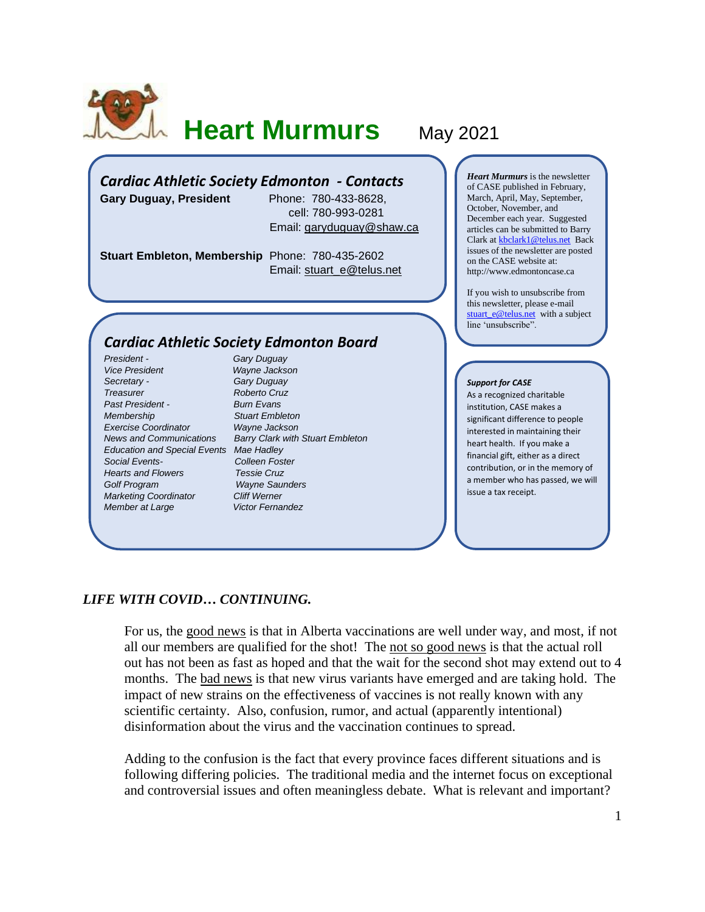# Heart Murmurs

May 2021

## *Cardiac Athletic Society Edmonton - Contacts*

**Gary Duguay, President** Phone: 780-433-8628, cell: 780-993-0281
Email: garyduguay@shaw.ca

**Stuart Embleton, Membership** Phone: 780-435-2602
Email: stuart_e@telus.net

## *Cardiac Athletic Society Edmonton Board*

| | |
|---|---|
| *President -* | *Gary Duguay* |
| *Vice President* | *Wayne Jackson* |
| *Secretary -* | *Gary Duguay* |
| *Treasurer* | *Roberto Cruz* |
| *Past President -* | *Burn Evans* |
| *Membership* | *Stuart Embleton* |
| *Exercise Coordinator* | *Wayne Jackson* |
| *News and Communications* | *Barry Clark with Stuart Embleton* |
| *Education and Special Events* | *Mae Hadley* |
| *Social Events-* | *Colleen Foster* |
| *Hearts and Flowers* | *Tessie Cruz* |
| *Golf Program* | *Wayne Saunders* |
| *Marketing Coordinator* | *Cliff Werner* |
| *Member at Large* | *Victor Fernandez* |

***Heart Murmurs*** is the newsletter of CASE published in February, March, April, May, September, October, November, and December each year. Suggested articles can be submitted to Barry Clark at kbclark1@telus.net Back issues of the newsletter are posted on the CASE website at: http://www.edmontoncase.ca

If you wish to unsubscribe from this newsletter, please e-mail stuart_e@telus.net with a subject line 'unsubscribe".

***Support for CASE***

As a recognized charitable institution, CASE makes a significant difference to people interested in maintaining their heart health. If you make a financial gift, either as a direct contribution, or in the memory of a member who has passed, we will issue a tax receipt.

### *LIFE WITH COVID… CONTINUING.*

For us, the good news is that in Alberta vaccinations are well under way, and most, if not all our members are qualified for the shot! The not so good news is that the actual roll out has not been as fast as hoped and that the wait for the second shot may extend out to 4 months. The bad news is that new virus variants have emerged and are taking hold. The impact of new strains on the effectiveness of vaccines is not really known with any scientific certainty. Also, confusion, rumor, and actual (apparently intentional) disinformation about the virus and the vaccination continues to spread.

Adding to the confusion is the fact that every province faces different situations and is following differing policies. The traditional media and the internet focus on exceptional and controversial issues and often meaningless debate. What is relevant and important?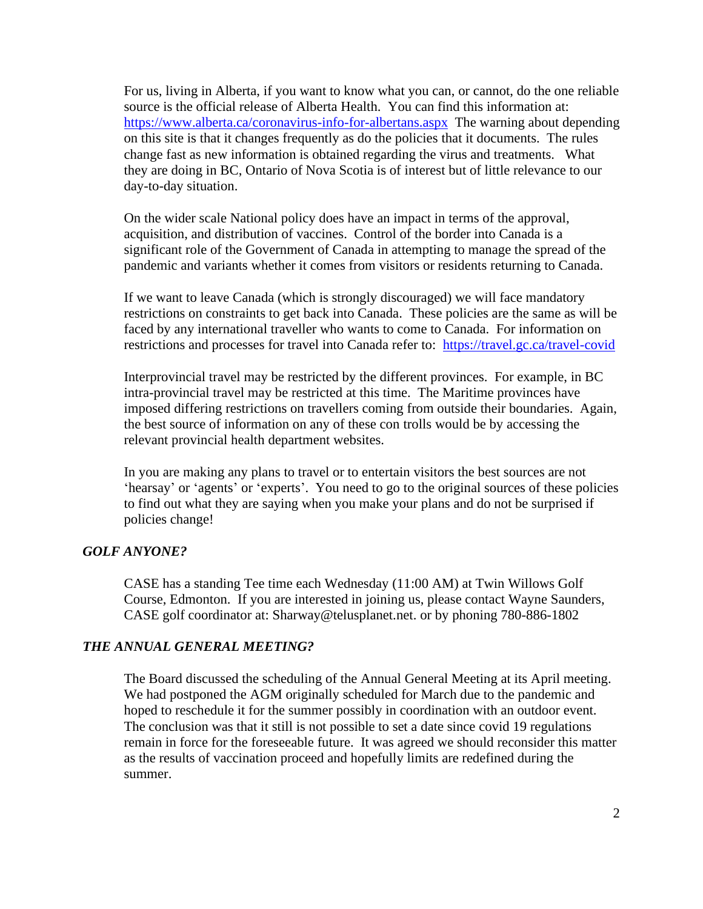For us, living in Alberta, if you want to know what you can, or cannot, do the one reliable source is the official release of Alberta Health. You can find this information at: https://www.alberta.ca/coronavirus-info-for-albertans.aspx The warning about depending on this site is that it changes frequently as do the policies that it documents. The rules change fast as new information is obtained regarding the virus and treatments. What they are doing in BC, Ontario of Nova Scotia is of interest but of little relevance to our day-to-day situation.

On the wider scale National policy does have an impact in terms of the approval, acquisition, and distribution of vaccines. Control of the border into Canada is a significant role of the Government of Canada in attempting to manage the spread of the pandemic and variants whether it comes from visitors or residents returning to Canada.

If we want to leave Canada (which is strongly discouraged) we will face mandatory restrictions on constraints to get back into Canada. These policies are the same as will be faced by any international traveller who wants to come to Canada. For information on restrictions and processes for travel into Canada refer to: https://travel.gc.ca/travel-covid

Interprovincial travel may be restricted by the different provinces. For example, in BC intra-provincial travel may be restricted at this time. The Maritime provinces have imposed differing restrictions on travellers coming from outside their boundaries. Again, the best source of information on any of these con trolls would be by accessing the relevant provincial health department websites.

In you are making any plans to travel or to entertain visitors the best sources are not 'hearsay' or 'agents' or 'experts'. You need to go to the original sources of these policies to find out what they are saying when you make your plans and do not be surprised if policies change!

### *GOLF ANYONE?*

CASE has a standing Tee time each Wednesday (11:00 AM) at Twin Willows Golf Course, Edmonton. If you are interested in joining us, please contact Wayne Saunders, CASE golf coordinator at: Sharway@telusplanet.net. or by phoning 780-886-1802

### *THE ANNUAL GENERAL MEETING?*

The Board discussed the scheduling of the Annual General Meeting at its April meeting. We had postponed the AGM originally scheduled for March due to the pandemic and hoped to reschedule it for the summer possibly in coordination with an outdoor event. The conclusion was that it still is not possible to set a date since covid 19 regulations remain in force for the foreseeable future. It was agreed we should reconsider this matter as the results of vaccination proceed and hopefully limits are redefined during the summer.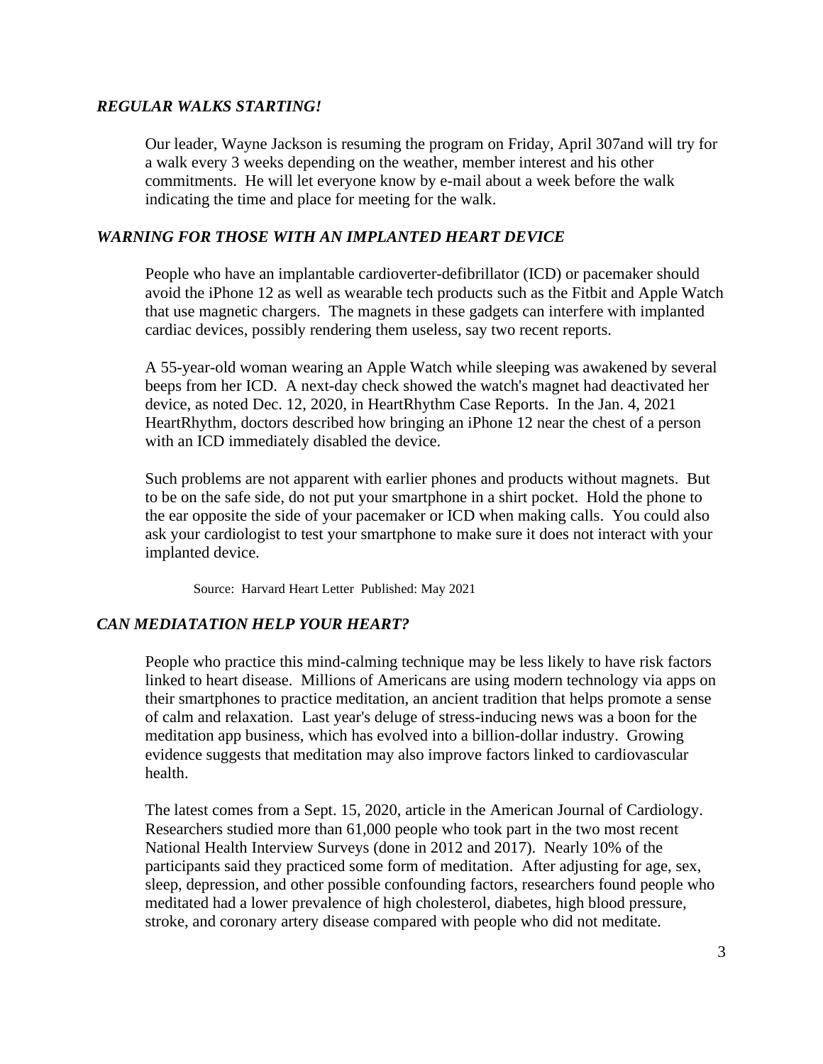### *REGULAR WALKS STARTING!*

Our leader, Wayne Jackson is resuming the program on Friday, April 307and will try for a walk every 3 weeks depending on the weather, member interest and his other commitments. He will let everyone know by e-mail about a week before the walk indicating the time and place for meeting for the walk.

### *WARNING FOR THOSE WITH AN IMPLANTED HEART DEVICE*

People who have an implantable cardioverter-defibrillator (ICD) or pacemaker should avoid the iPhone 12 as well as wearable tech products such as the Fitbit and Apple Watch that use magnetic chargers. The magnets in these gadgets can interfere with implanted cardiac devices, possibly rendering them useless, say two recent reports.

A 55-year-old woman wearing an Apple Watch while sleeping was awakened by several beeps from her ICD. A next-day check showed the watch's magnet had deactivated her device, as noted Dec. 12, 2020, in HeartRhythm Case Reports. In the Jan. 4, 2021 HeartRhythm, doctors described how bringing an iPhone 12 near the chest of a person with an ICD immediately disabled the device.

Such problems are not apparent with earlier phones and products without magnets. But to be on the safe side, do not put your smartphone in a shirt pocket. Hold the phone to the ear opposite the side of your pacemaker or ICD when making calls. You could also ask your cardiologist to test your smartphone to make sure it does not interact with your implanted device.

Source: Harvard Heart Letter Published: May 2021

### *CAN MEDIATATION HELP YOUR HEART?*

People who practice this mind-calming technique may be less likely to have risk factors linked to heart disease. Millions of Americans are using modern technology via apps on their smartphones to practice meditation, an ancient tradition that helps promote a sense of calm and relaxation. Last year's deluge of stress-inducing news was a boon for the meditation app business, which has evolved into a billion-dollar industry. Growing evidence suggests that meditation may also improve factors linked to cardiovascular health.

The latest comes from a Sept. 15, 2020, article in the American Journal of Cardiology. Researchers studied more than 61,000 people who took part in the two most recent National Health Interview Surveys (done in 2012 and 2017). Nearly 10% of the participants said they practiced some form of meditation. After adjusting for age, sex, sleep, depression, and other possible confounding factors, researchers found people who meditated had a lower prevalence of high cholesterol, diabetes, high blood pressure, stroke, and coronary artery disease compared with people who did not meditate.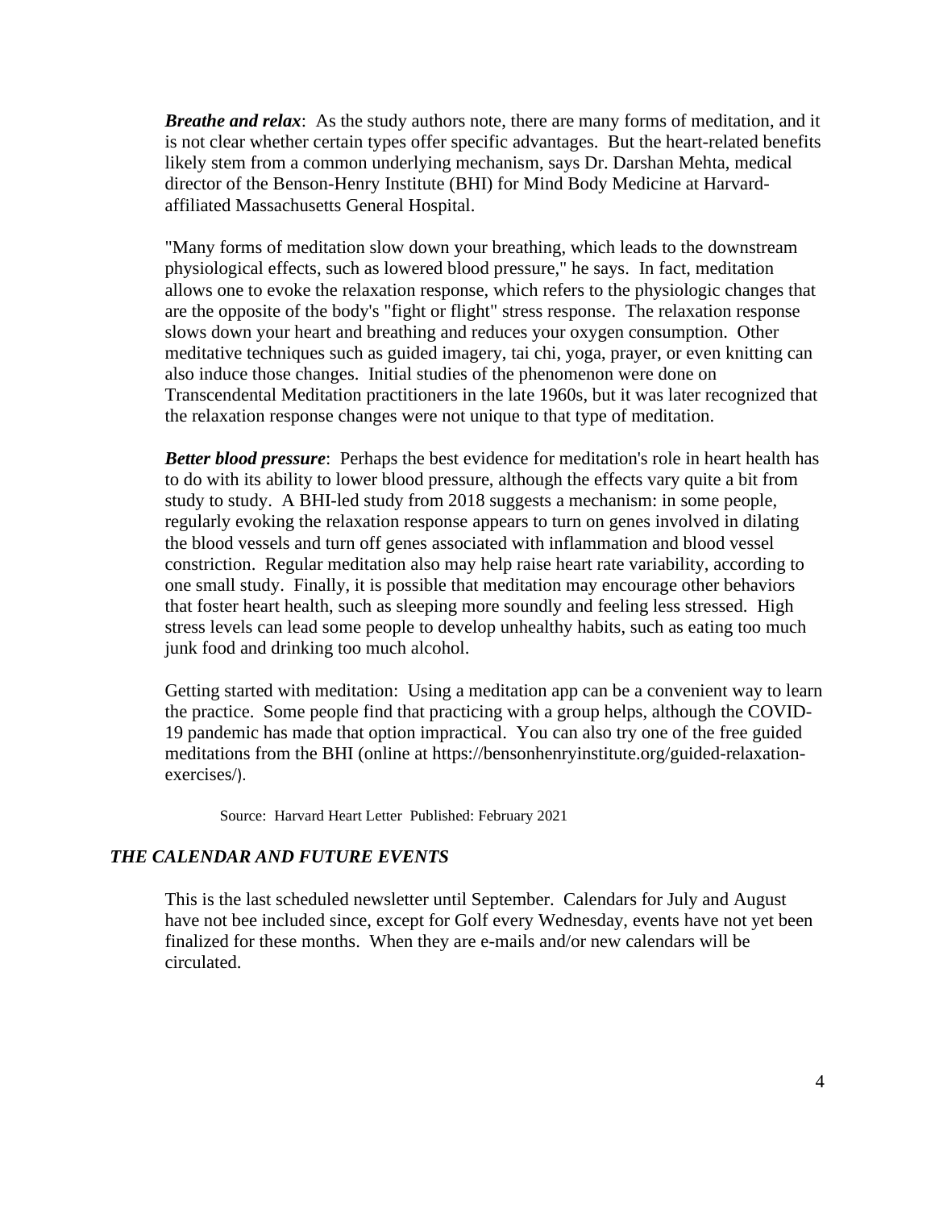***Breathe and relax***: As the study authors note, there are many forms of meditation, and it is not clear whether certain types offer specific advantages. But the heart-related benefits likely stem from a common underlying mechanism, says Dr. Darshan Mehta, medical director of the Benson-Henry Institute (BHI) for Mind Body Medicine at Harvard-affiliated Massachusetts General Hospital.

"Many forms of meditation slow down your breathing, which leads to the downstream physiological effects, such as lowered blood pressure," he says. In fact, meditation allows one to evoke the relaxation response, which refers to the physiologic changes that are the opposite of the body's "fight or flight" stress response. The relaxation response slows down your heart and breathing and reduces your oxygen consumption. Other meditative techniques such as guided imagery, tai chi, yoga, prayer, or even knitting can also induce those changes. Initial studies of the phenomenon were done on Transcendental Meditation practitioners in the late 1960s, but it was later recognized that the relaxation response changes were not unique to that type of meditation.

***Better blood pressure***: Perhaps the best evidence for meditation's role in heart health has to do with its ability to lower blood pressure, although the effects vary quite a bit from study to study. A BHI-led study from 2018 suggests a mechanism: in some people, regularly evoking the relaxation response appears to turn on genes involved in dilating the blood vessels and turn off genes associated with inflammation and blood vessel constriction. Regular meditation also may help raise heart rate variability, according to one small study. Finally, it is possible that meditation may encourage other behaviors that foster heart health, such as sleeping more soundly and feeling less stressed. High stress levels can lead some people to develop unhealthy habits, such as eating too much junk food and drinking too much alcohol.

Getting started with meditation: Using a meditation app can be a convenient way to learn the practice. Some people find that practicing with a group helps, although the COVID-19 pandemic has made that option impractical. You can also try one of the free guided meditations from the BHI (online at https://bensonhenryinstitute.org/guided-relaxation-exercises/).

Source: Harvard Heart Letter Published: February 2021

## *THE CALENDAR AND FUTURE EVENTS*

This is the last scheduled newsletter until September. Calendars for July and August have not bee included since, except for Golf every Wednesday, events have not yet been finalized for these months. When they are e-mails and/or new calendars will be circulated.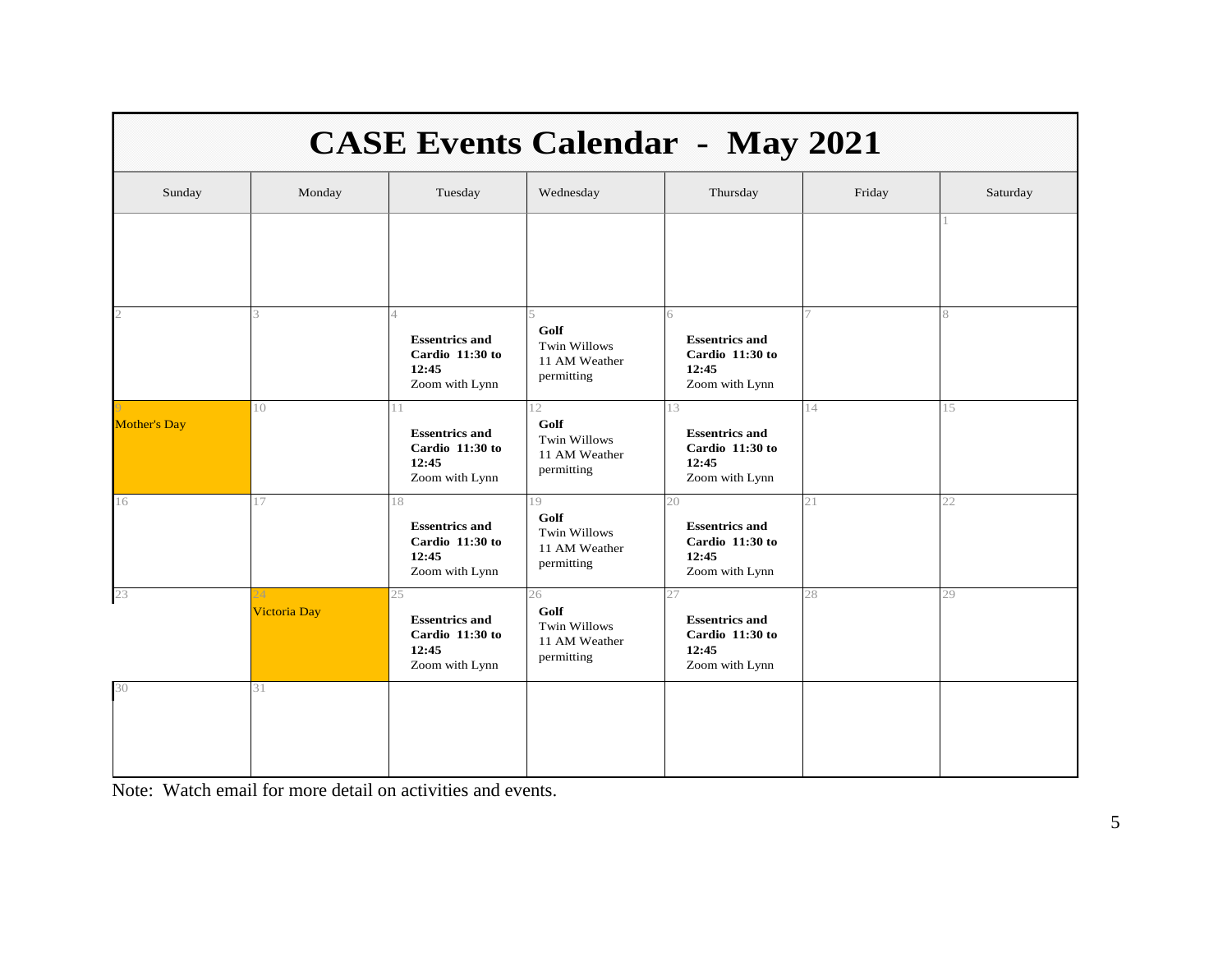# CASE Events Calendar - May 2021

| Sunday | Monday | Tuesday | Wednesday | Thursday | Friday | Saturday |
|---|---|---|---|---|---|---|
| | | | | | | 1 |
| 2 | 3 | 4 **Essentrics and Cardio 11:30 to 12:45** Zoom with Lynn | 5 **Golf** Twin Willows 11 AM Weather permitting | 6 **Essentrics and Cardio 11:30 to 12:45** Zoom with Lynn | 7 | 8 |
| 9 Mother's Day | 10 | 11 **Essentrics and Cardio 11:30 to 12:45** Zoom with Lynn | 12 **Golf** Twin Willows 11 AM Weather permitting | 13 **Essentrics and Cardio 11:30 to 12:45** Zoom with Lynn | 14 | 15 |
| 16 | 17 | 18 **Essentrics and Cardio 11:30 to 12:45** Zoom with Lynn | 19 **Golf** Twin Willows 11 AM Weather permitting | 20 **Essentrics and Cardio 11:30 to 12:45** Zoom with Lynn | 21 | 22 |
| 23 | 24 Victoria Day | 25 **Essentrics and Cardio 11:30 to 12:45** Zoom with Lynn | 26 **Golf** Twin Willows 11 AM Weather permitting | 27 **Essentrics and Cardio 11:30 to 12:45** Zoom with Lynn | 28 | 29 |
| 30 | 31 | | | | | |

Note: Watch email for more detail on activities and events.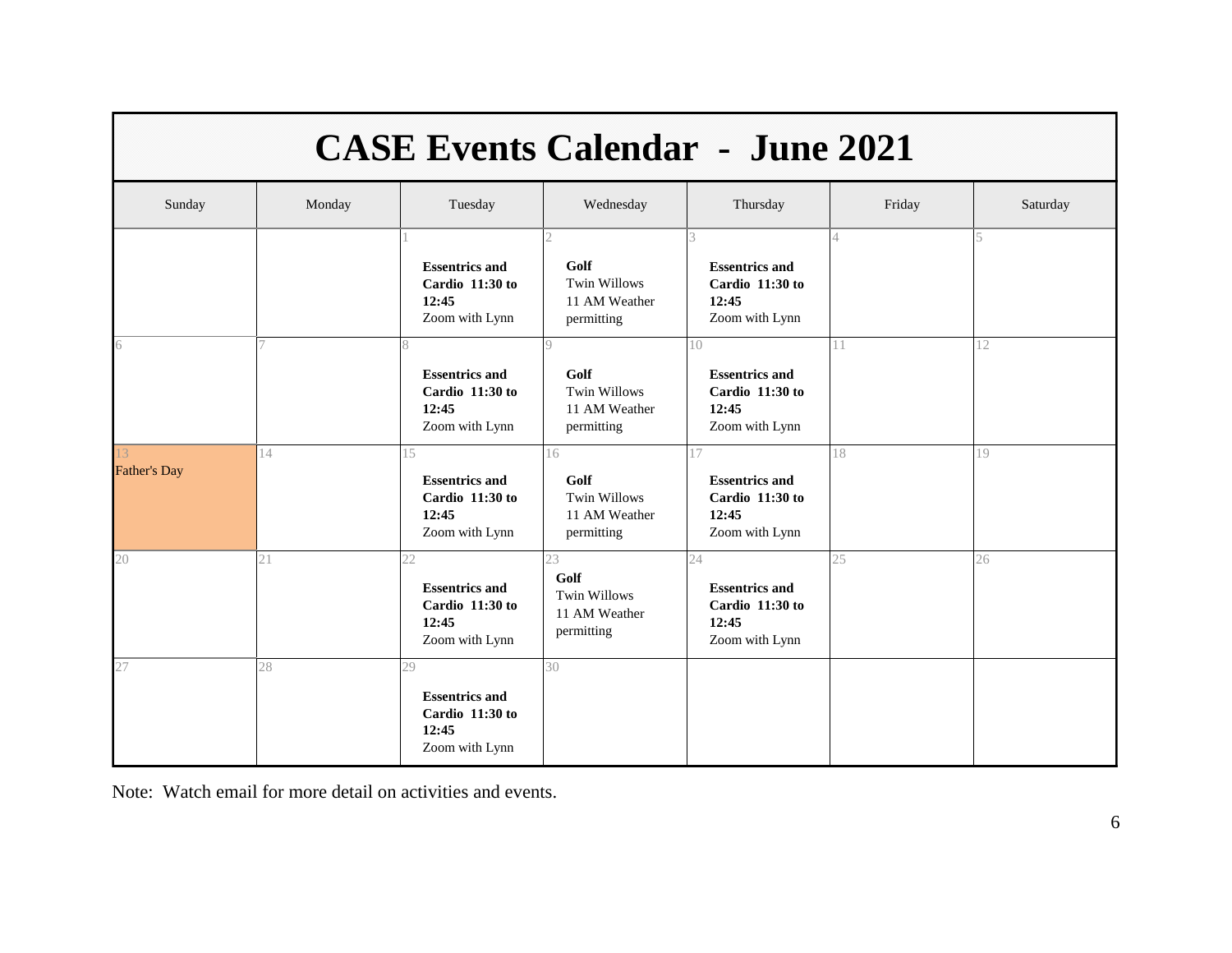# CASE Events Calendar - June 2021

| Sunday | Monday | Tuesday | Wednesday | Thursday | Friday | Saturday |
|---|---|---|---|---|---|---|
| | | 1 **Essentrics and Cardio 11:30 to 12:45** Zoom with Lynn | 2 **Golf** Twin Willows 11 AM Weather permitting | 3 **Essentrics and Cardio 11:30 to 12:45** Zoom with Lynn | 4 | 5 |
| 6 | 7 | 8 **Essentrics and Cardio 11:30 to 12:45** Zoom with Lynn | 9 **Golf** Twin Willows 11 AM Weather permitting | 10 **Essentrics and Cardio 11:30 to 12:45** Zoom with Lynn | 11 | 12 |
| 13 Father's Day | 14 | 15 **Essentrics and Cardio 11:30 to 12:45** Zoom with Lynn | 16 **Golf** Twin Willows 11 AM Weather permitting | 17 **Essentrics and Cardio 11:30 to 12:45** Zoom with Lynn | 18 | 19 |
| 20 | 21 | 22 **Essentrics and Cardio 11:30 to 12:45** Zoom with Lynn | 23 **Golf** Twin Willows 11 AM Weather permitting | 24 **Essentrics and Cardio 11:30 to 12:45** Zoom with Lynn | 25 | 26 |
| 27 | 28 | 29 **Essentrics and Cardio 11:30 to 12:45** Zoom with Lynn | 30 | | | |

Note: Watch email for more detail on activities and events.